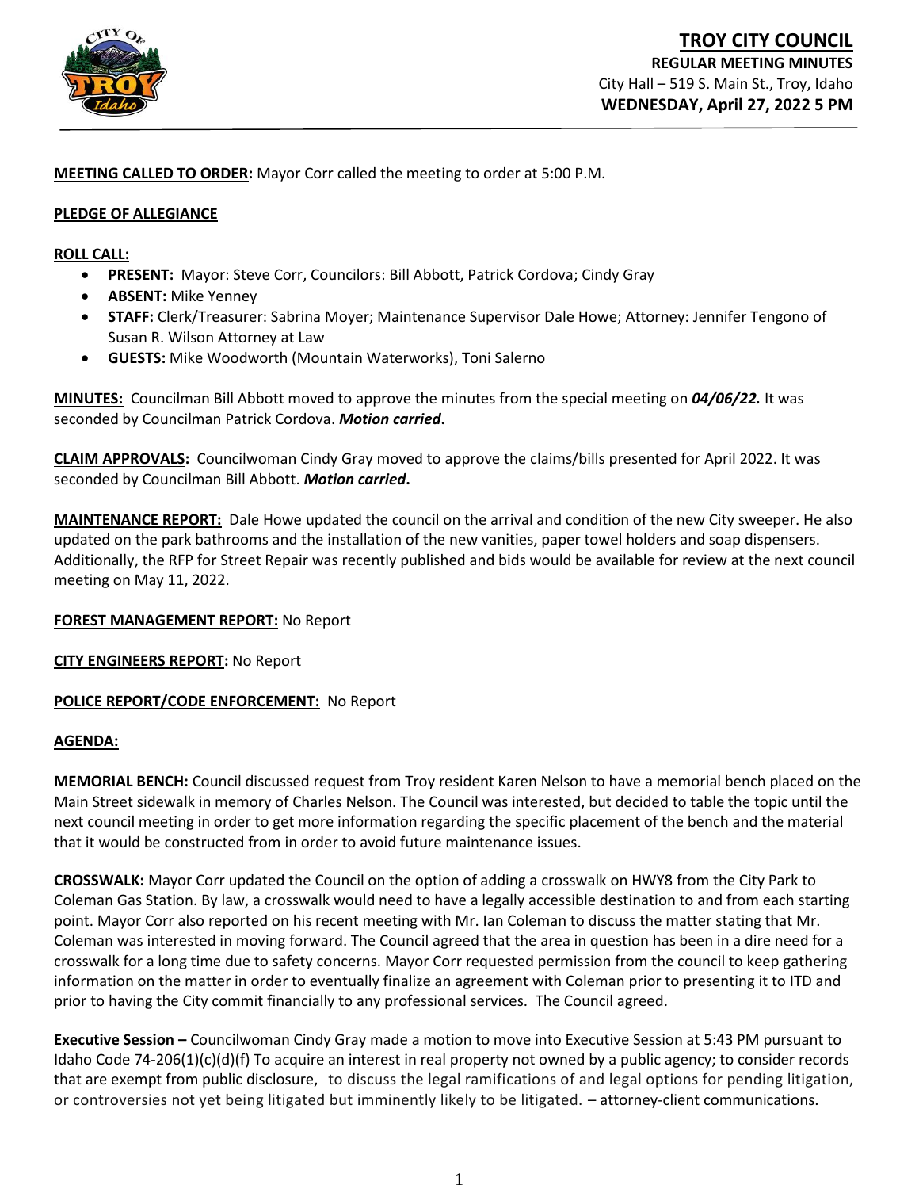# TROY CITY COUNCIL

**REGULAR MEETING MINUTES**

City Hall – 519 S. Main St., Troy, Idaho

**WEDNESDAY, April 27, 2022 5 PM**

**MEETING CALLED TO ORDER:** Mayor Corr called the meeting to order at 5:00 P.M.

**PLEDGE OF ALLEGIANCE**

**ROLL CALL:**

- **PRESENT:** Mayor: Steve Corr, Councilors: Bill Abbott, Patrick Cordova; Cindy Gray
- **ABSENT:** Mike Yenney
- **STAFF:** Clerk/Treasurer: Sabrina Moyer; Maintenance Supervisor Dale Howe; Attorney: Jennifer Tengono of Susan R. Wilson Attorney at Law
- **GUESTS:** Mike Woodworth (Mountain Waterworks), Toni Salerno

**MINUTES:** Councilman Bill Abbott moved to approve the minutes from the special meeting on ***04/06/22.*** It was seconded by Councilman Patrick Cordova. ***Motion carried*.**

**CLAIM APPROVALS:** Councilwoman Cindy Gray moved to approve the claims/bills presented for April 2022. It was seconded by Councilman Bill Abbott. ***Motion carried*.**

**MAINTENANCE REPORT:** Dale Howe updated the council on the arrival and condition of the new City sweeper. He also updated on the park bathrooms and the installation of the new vanities, paper towel holders and soap dispensers. Additionally, the RFP for Street Repair was recently published and bids would be available for review at the next council meeting on May 11, 2022.

**FOREST MANAGEMENT REPORT:** No Report

**CITY ENGINEERS REPORT:** No Report

**POLICE REPORT/CODE ENFORCEMENT:** No Report

**AGENDA:**

**MEMORIAL BENCH:** Council discussed request from Troy resident Karen Nelson to have a memorial bench placed on the Main Street sidewalk in memory of Charles Nelson. The Council was interested, but decided to table the topic until the next council meeting in order to get more information regarding the specific placement of the bench and the material that it would be constructed from in order to avoid future maintenance issues.

**CROSSWALK:** Mayor Corr updated the Council on the option of adding a crosswalk on HWY8 from the City Park to Coleman Gas Station. By law, a crosswalk would need to have a legally accessible destination to and from each starting point. Mayor Corr also reported on his recent meeting with Mr. Ian Coleman to discuss the matter stating that Mr. Coleman was interested in moving forward. The Council agreed that the area in question has been in a dire need for a crosswalk for a long time due to safety concerns. Mayor Corr requested permission from the council to keep gathering information on the matter in order to eventually finalize an agreement with Coleman prior to presenting it to ITD and prior to having the City commit financially to any professional services. The Council agreed.

**Executive Session –** Councilwoman Cindy Gray made a motion to move into Executive Session at 5:43 PM pursuant to Idaho Code 74-206(1)(c)(d)(f) To acquire an interest in real property not owned by a public agency; to consider records that are exempt from public disclosure, to discuss the legal ramifications of and legal options for pending litigation, or controversies not yet being litigated but imminently likely to be litigated. – attorney-client communications.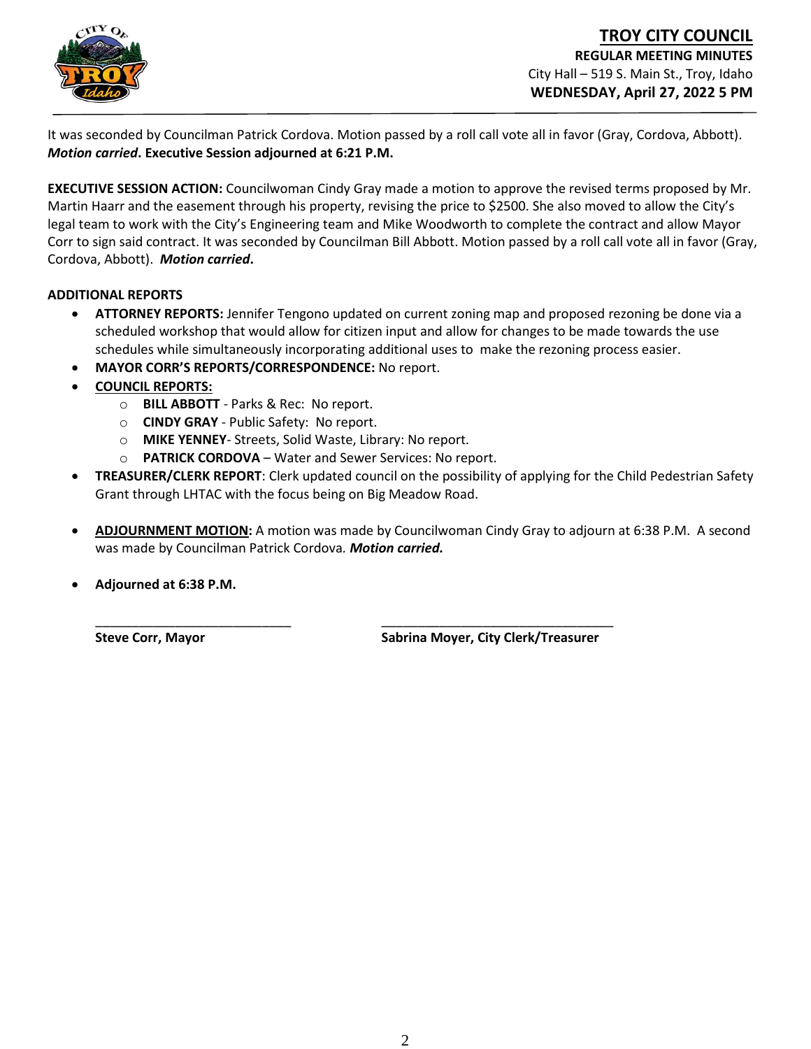It was seconded by Councilman Patrick Cordova. Motion passed by a roll call vote all in favor (Gray, Cordova, Abbott). ***Motion carried*. Executive Session adjourned at 6:21 P.M.**

**EXECUTIVE SESSION ACTION:** Councilwoman Cindy Gray made a motion to approve the revised terms proposed by Mr. Martin Haarr and the easement through his property, revising the price to $2500. She also moved to allow the City's legal team to work with the City's Engineering team and Mike Woodworth to complete the contract and allow Mayor Corr to sign said contract. It was seconded by Councilman Bill Abbott. Motion passed by a roll call vote all in favor (Gray, Cordova, Abbott). ***Motion carried*.**

**ADDITIONAL REPORTS**

- **ATTORNEY REPORTS:** Jennifer Tengono updated on current zoning map and proposed rezoning be done via a scheduled workshop that would allow for citizen input and allow for changes to be made towards the use schedules while simultaneously incorporating additional uses to make the rezoning process easier.
- **MAYOR CORR'S REPORTS/CORRESPONDENCE:** No report.
- **COUNCIL REPORTS:**
  - **BILL ABBOTT** - Parks & Rec: No report.
  - **CINDY GRAY** - Public Safety: No report.
  - **MIKE YENNEY**- Streets, Solid Waste, Library: No report.
  - **PATRICK CORDOVA** – Water and Sewer Services: No report.
- **TREASURER/CLERK REPORT**: Clerk updated council on the possibility of applying for the Child Pedestrian Safety Grant through LHTAC with the focus being on Big Meadow Road.

- **ADJOURNMENT MOTION:** A motion was made by Councilwoman Cindy Gray to adjourn at 6:38 P.M. A second was made by Councilman Patrick Cordova. ***Motion carried.***

- **Adjourned at 6:38 P.M.**

___________________________ ________________________________

**Steve Corr, Mayor** **Sabrina Moyer, City Clerk/Treasurer**